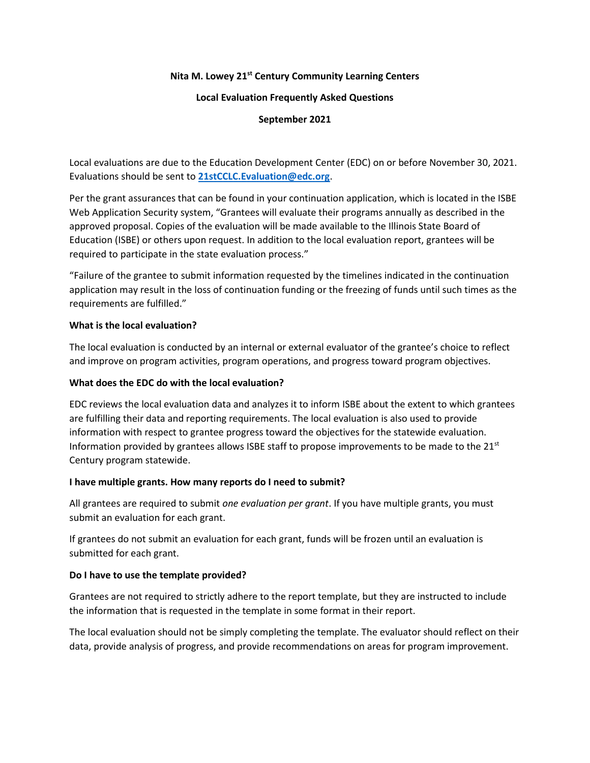**Nita M. Lowey 21st Century Community Learning Centers**

**Local Evaluation Frequently Asked Questions**

**September 2021**

Local evaluations are due to the Education Development Center (EDC) on or before November 30, 2021. Evaluations should be sent to **21stCCLC.Evaluation@edc.org**.

Per the grant assurances that can be found in your continuation application, which is located in the ISBE Web Application Security system, "Grantees will evaluate their programs annually as described in the approved proposal. Copies of the evaluation will be made available to the Illinois State Board of Education (ISBE) or others upon request. In addition to the local evaluation report, grantees will be required to participate in the state evaluation process."

"Failure of the grantee to submit information requested by the timelines indicated in the continuation application may result in the loss of continuation funding or the freezing of funds until such times as the requirements are fulfilled."

**What is the local evaluation?**

The local evaluation is conducted by an internal or external evaluator of the grantee's choice to reflect and improve on program activities, program operations, and progress toward program objectives.

**What does the EDC do with the local evaluation?**

EDC reviews the local evaluation data and analyzes it to inform ISBE about the extent to which grantees are fulfilling their data and reporting requirements. The local evaluation is also used to provide information with respect to grantee progress toward the objectives for the statewide evaluation. Information provided by grantees allows ISBE staff to propose improvements to be made to the 21st Century program statewide.

**I have multiple grants. How many reports do I need to submit?**

All grantees are required to submit *one evaluation per grant*. If you have multiple grants, you must submit an evaluation for each grant.

If grantees do not submit an evaluation for each grant, funds will be frozen until an evaluation is submitted for each grant.

**Do I have to use the template provided?**

Grantees are not required to strictly adhere to the report template, but they are instructed to include the information that is requested in the template in some format in their report.

The local evaluation should not be simply completing the template. The evaluator should reflect on their data, provide analysis of progress, and provide recommendations on areas for program improvement.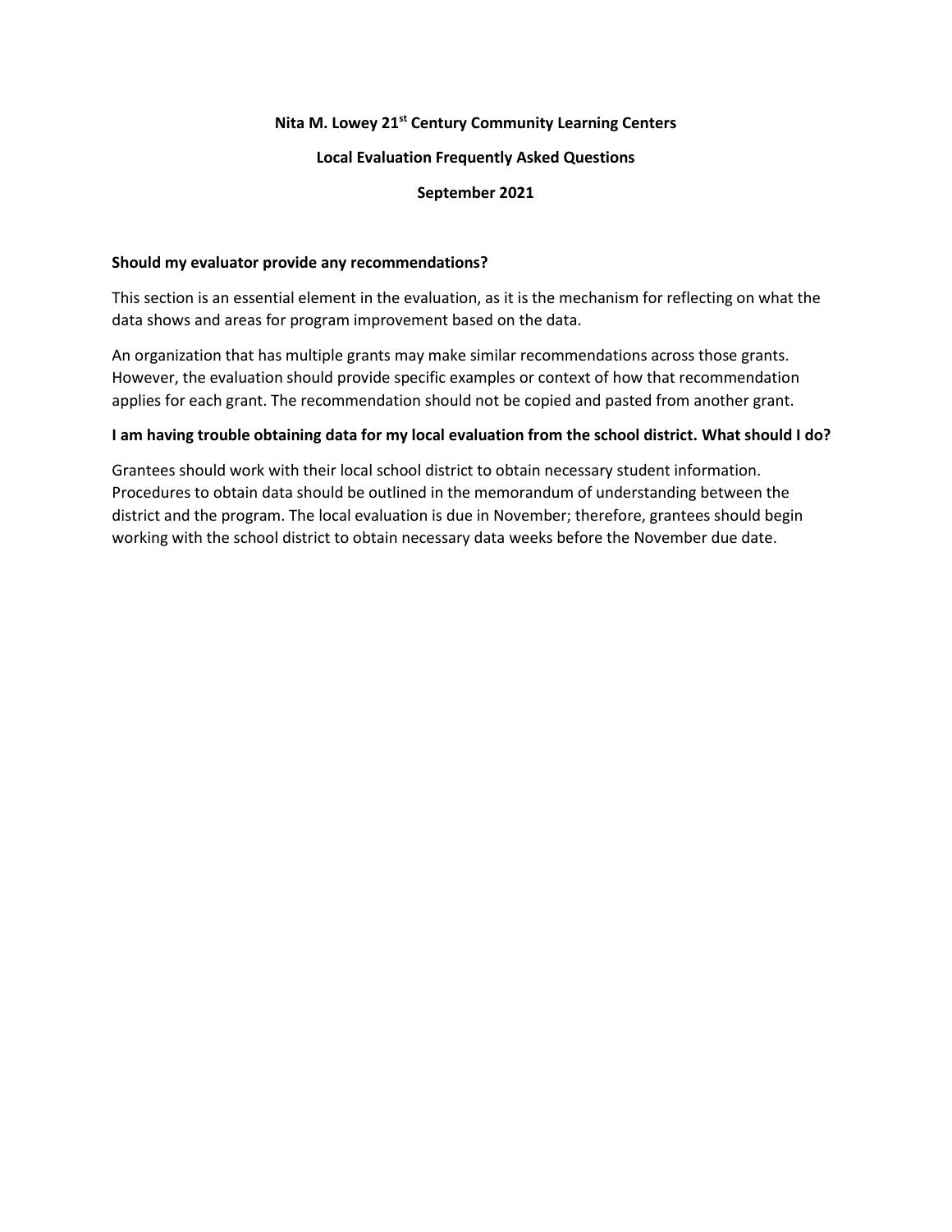**Nita M. Lowey 21st Century Community Learning Centers**

**Local Evaluation Frequently Asked Questions**

**September 2021**

**Should my evaluator provide any recommendations?**

This section is an essential element in the evaluation, as it is the mechanism for reflecting on what the data shows and areas for program improvement based on the data.

An organization that has multiple grants may make similar recommendations across those grants. However, the evaluation should provide specific examples or context of how that recommendation applies for each grant. The recommendation should not be copied and pasted from another grant.

**I am having trouble obtaining data for my local evaluation from the school district. What should I do?**

Grantees should work with their local school district to obtain necessary student information. Procedures to obtain data should be outlined in the memorandum of understanding between the district and the program. The local evaluation is due in November; therefore, grantees should begin working with the school district to obtain necessary data weeks before the November due date.